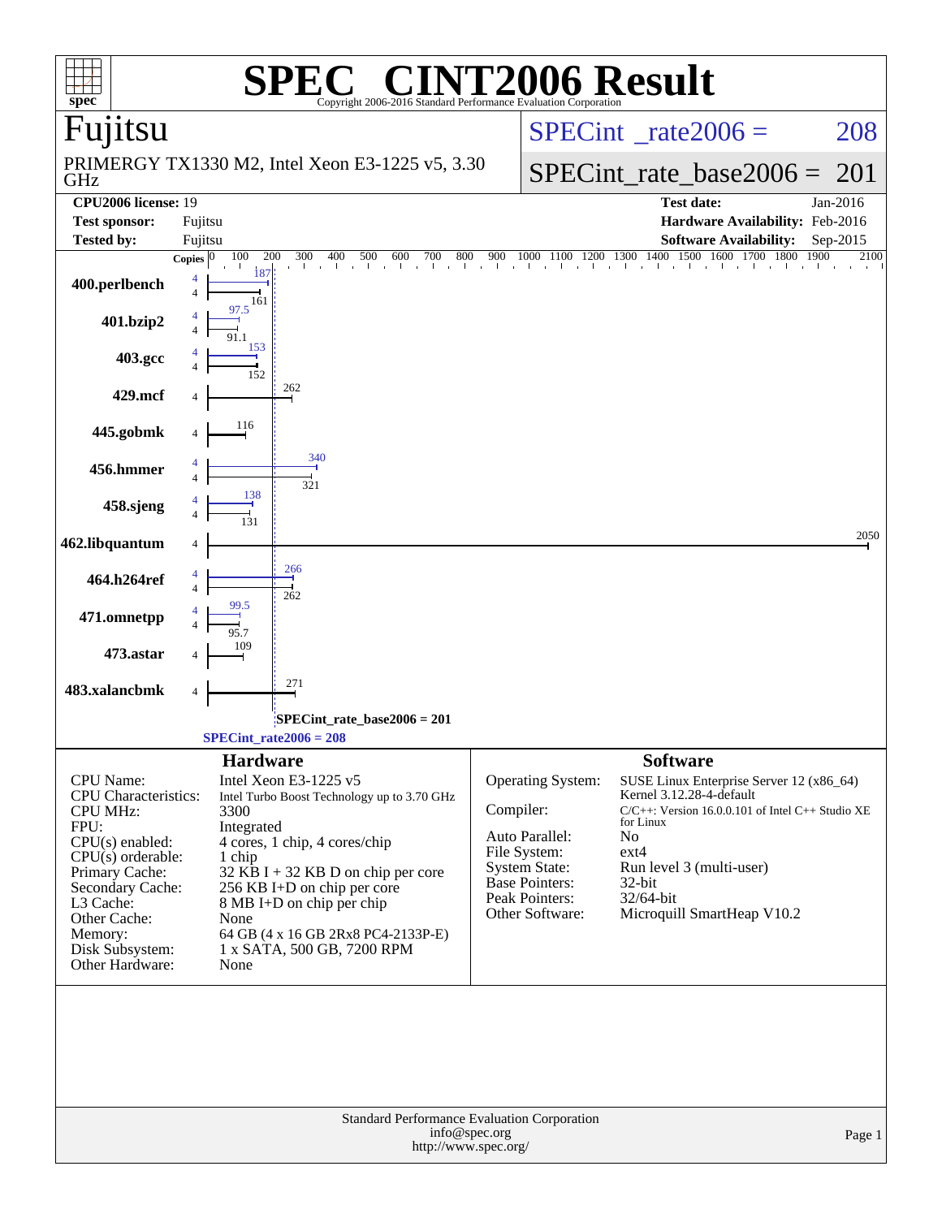# SPEC® CINT2006 Result

Copyright 2006-2016 Standard Performance Evaluation Corporation

## Fujitsu

PRIMERGY TX1330 M2, Intel Xeon E3-1225 v5, 3.30 GHz

SPECint_rate2006 = 208

SPECint_rate_base2006 = 201

| | | | |
|---|---|---|---|
| **CPU2006 license:** | 19 | **Test date:** | Jan-2016 |
| **Test sponsor:** | Fujitsu | **Hardware Availability:** | Feb-2016 |
| **Tested by:** | Fujitsu | **Software Availability:** | Sep-2015 |

| Benchmark | Copies (peak) | Peak | Copies (base) | Base |
|---|---|---|---|---|
| 400.perlbench | 4 | 187 | 4 | 161 |
| 401.bzip2 | 4 | 97.5 | 4 | 91.1 |
| 403.gcc | 4 | 153 | 4 | 152 |
| 429.mcf | | | 4 | 262 |
| 445.gobmk | | | 4 | 116 |
| 456.hmmer | 4 | 340 | 4 | 321 |
| 458.sjeng | 4 | 138 | 4 | 131 |
| 462.libquantum | | | 4 | 2050 |
| 464.h264ref | 4 | 266 | 4 | 262 |
| 471.omnetpp | 4 | 99.5 | 4 | 95.7 |
| 473.astar | | | 4 | 109 |
| 483.xalancbmk | | | 4 | 271 |

SPECint_rate_base2006 = 201

SPECint_rate2006 = 208

### Hardware

| | |
|---|---|
| CPU Name: | Intel Xeon E3-1225 v5 |
| CPU Characteristics: | Intel Turbo Boost Technology up to 3.70 GHz |
| CPU MHz: | 3300 |
| FPU: | Integrated |
| CPU(s) enabled: | 4 cores, 1 chip, 4 cores/chip |
| CPU(s) orderable: | 1 chip |
| Primary Cache: | 32 KB I + 32 KB D on chip per core |
| Secondary Cache: | 256 KB I+D on chip per core |
| L3 Cache: | 8 MB I+D on chip per chip |
| Other Cache: | None |
| Memory: | 64 GB (4 x 16 GB 2Rx8 PC4-2133P-E) |
| Disk Subsystem: | 1 x SATA, 500 GB, 7200 RPM |
| Other Hardware: | None |

### Software

| | |
|---|---|
| Operating System: | SUSE Linux Enterprise Server 12 (x86_64) Kernel 3.12.28-4-default |
| Compiler: | C/C++: Version 16.0.0.101 of Intel C++ Studio XE for Linux |
| Auto Parallel: | No |
| File System: | ext4 |
| System State: | Run level 3 (multi-user) |
| Base Pointers: | 32-bit |
| Peak Pointers: | 32/64-bit |
| Other Software: | Microquill SmartHeap V10.2 |

Standard Performance Evaluation Corporation
info@spec.org
http://www.spec.org/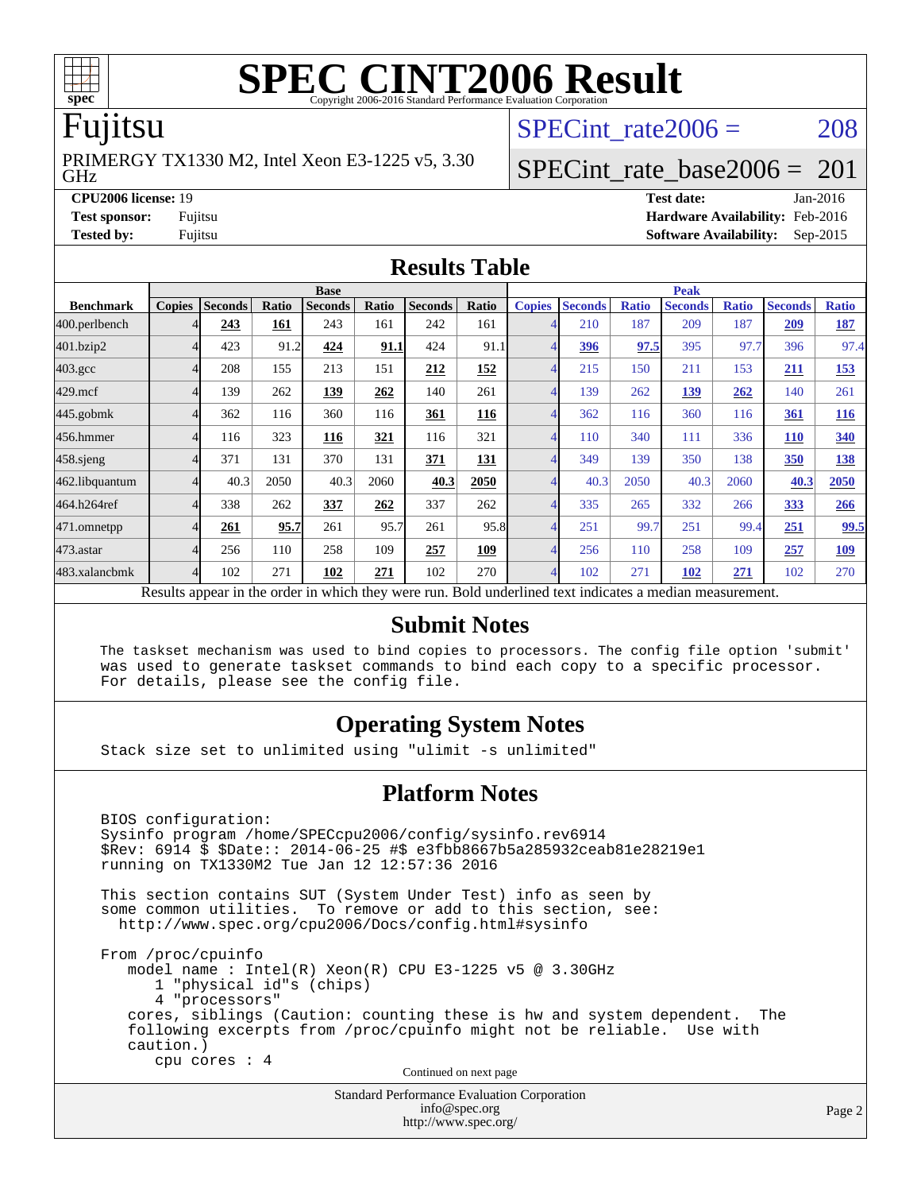# SPEC CINT2006 Result

Copyright 2006-2016 Standard Performance Evaluation Corporation

# Fujitsu

PRIMERGY TX1330 M2, Intel Xeon E3-1225 v5, 3.30 GHz

SPECint_rate2006 = 208

SPECint_rate_base2006 = 201

**CPU2006 license:** 19
**Test sponsor:** Fujitsu
**Tested by:** Fujitsu

**Test date:** Jan-2016
**Hardware Availability:** Feb-2016
**Software Availability:** Sep-2015

## Results Table

| Benchmark | Base | | | | | | | Peak | | | | | | |
|---|---|---|---|---|---|---|---|---|---|---|---|---|---|---|
| | Copies | Seconds | Ratio | Seconds | Ratio | Seconds | Ratio | Copies | Seconds | Ratio | Seconds | Ratio | Seconds | Ratio |
| 400.perlbench | 4 | **243** | **161** | 243 | 161 | 242 | 161 | 4 | 210 | 187 | 209 | 187 | **209** | **187** |
| 401.bzip2 | 4 | 423 | 91.2 | **424** | **91.1** | 424 | 91.1 | 4 | **396** | **97.5** | 395 | 97.7 | 396 | 97.4 |
| 403.gcc | 4 | 208 | 155 | 213 | 151 | **212** | **152** | 4 | 215 | 150 | 211 | 153 | **211** | **153** |
| 429.mcf | 4 | 139 | 262 | **139** | **262** | 140 | 261 | 4 | 139 | 262 | **139** | **262** | 140 | 261 |
| 445.gobmk | 4 | 362 | 116 | 360 | 116 | **361** | **116** | 4 | 362 | 116 | 360 | 116 | **361** | **116** |
| 456.hmmer | 4 | 116 | 323 | **116** | **321** | 116 | 321 | 4 | 110 | 340 | 111 | 336 | **110** | **340** |
| 458.sjeng | 4 | 371 | 131 | 370 | 131 | **371** | **131** | 4 | 349 | 139 | 350 | 138 | **350** | **138** |
| 462.libquantum | 4 | 40.3 | 2050 | 40.3 | 2060 | **40.3** | **2050** | 4 | 40.3 | 2050 | 40.3 | 2060 | **40.3** | **2050** |
| 464.h264ref | 4 | 338 | 262 | **337** | **262** | 337 | 262 | 4 | 335 | 265 | 332 | 266 | **333** | **266** |
| 471.omnetpp | 4 | **261** | **95.7** | 261 | 95.7 | 261 | 95.8 | 4 | 251 | 99.7 | 251 | 99.4 | **251** | **99.5** |
| 473.astar | 4 | 256 | 110 | 258 | 109 | **257** | **109** | 4 | 256 | 110 | 258 | 109 | **257** | **109** |
| 483.xalancbmk | 4 | 102 | 271 | **102** | **271** | 102 | 270 | 4 | 102 | 271 | **102** | **271** | 102 | 270 |

Results appear in the order in which they were run. Bold underlined text indicates a median measurement.

## Submit Notes

```
The taskset mechanism was used to bind copies to processors. The config file option 'submit'
was used to generate taskset commands to bind each copy to a specific processor.
For details, please see the config file.
```

## Operating System Notes

```
Stack size set to unlimited using "ulimit -s unlimited"
```

## Platform Notes

```
BIOS configuration:
Sysinfo program /home/SPECcpu2006/config/sysinfo.rev6914
$Rev: 6914 $ $Date:: 2014-06-25 #$ e3fbb8667b5a285932ceab81e28219e1
running on TX1330M2 Tue Jan 12 12:57:36 2016

This section contains SUT (System Under Test) info as seen by
some common utilities.  To remove or add to this section, see:
  http://www.spec.org/cpu2006/Docs/config.html#sysinfo

From /proc/cpuinfo
   model name : Intel(R) Xeon(R) CPU E3-1225 v5 @ 3.30GHz
      1 "physical id"s (chips)
      4 "processors"
   cores, siblings (Caution: counting these is hw and system dependent.  The
   following excerpts from /proc/cpuinfo might not be reliable.  Use with
   caution.)
      cpu cores : 4
```

Continued on next page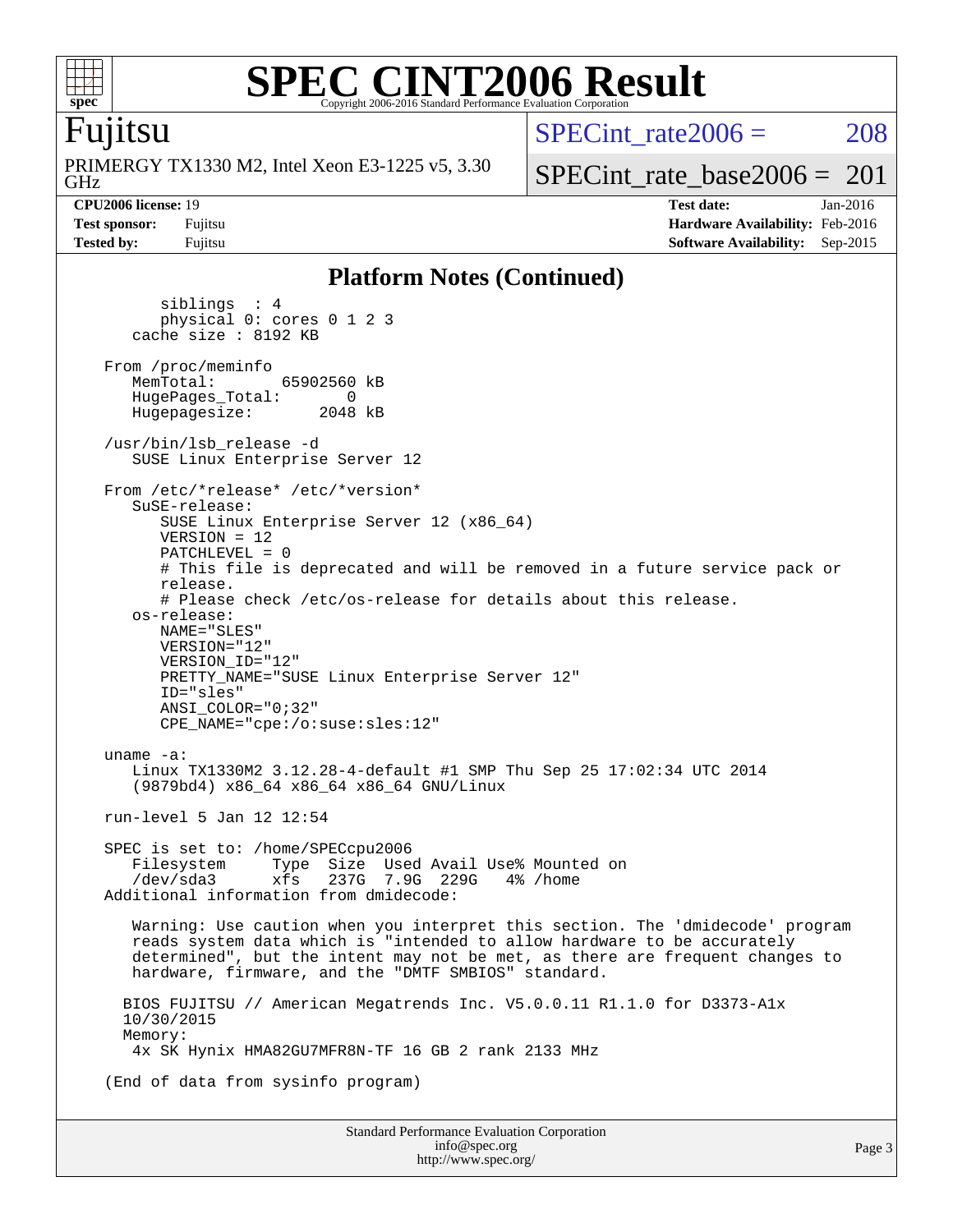# SPEC CINT2006 Result

Copyright 2006-2016 Standard Performance Evaluation Corporation

## Fujitsu

PRIMERGY TX1330 M2, Intel Xeon E3-1225 v5, 3.30 GHz

SPECint_rate2006 = 208

SPECint_rate_base2006 = 201

**CPU2006 license:** 19
**Test sponsor:** Fujitsu
**Tested by:** Fujitsu

**Test date:** Jan-2016
**Hardware Availability:** Feb-2016
**Software Availability:** Sep-2015

### Platform Notes (Continued)

```
        siblings  : 4
        physical 0: cores 0 1 2 3
     cache size : 8192 KB

  From /proc/meminfo
     MemTotal:       65902560 kB
     HugePages_Total:       0
     Hugepagesize:       2048 kB

  /usr/bin/lsb_release -d
     SUSE Linux Enterprise Server 12

  From /etc/*release* /etc/*version*
     SuSE-release:
        SUSE Linux Enterprise Server 12 (x86_64)
        VERSION = 12
        PATCHLEVEL = 0
        # This file is deprecated and will be removed in a future service pack or
        release.
        # Please check /etc/os-release for details about this release.
     os-release:
        NAME="SLES"
        VERSION="12"
        VERSION_ID="12"
        PRETTY_NAME="SUSE Linux Enterprise Server 12"
        ID="sles"
        ANSI_COLOR="0;32"
        CPE_NAME="cpe:/o:suse:sles:12"

  uname -a:
     Linux TX1330M2 3.12.28-4-default #1 SMP Thu Sep 25 17:02:34 UTC 2014
     (9879bd4) x86_64 x86_64 x86_64 GNU/Linux

  run-level 5 Jan 12 12:54

  SPEC is set to: /home/SPECcpu2006
     Filesystem     Type  Size  Used Avail Use% Mounted on
     /dev/sda3      xfs   237G  7.9G  229G   4% /home
  Additional information from dmidecode:

     Warning: Use caution when you interpret this section. The 'dmidecode' program
     reads system data which is "intended to allow hardware to be accurately
     determined", but the intent may not be met, as there are frequent changes to
     hardware, firmware, and the "DMTF SMBIOS" standard.

    BIOS FUJITSU // American Megatrends Inc. V5.0.0.11 R1.1.0 for D3373-A1x
    10/30/2015
    Memory:
     4x SK Hynix HMA82GU7MFR8N-TF 16 GB 2 rank 2133 MHz

  (End of data from sysinfo program)
```

Standard Performance Evaluation Corporation
info@spec.org
http://www.spec.org/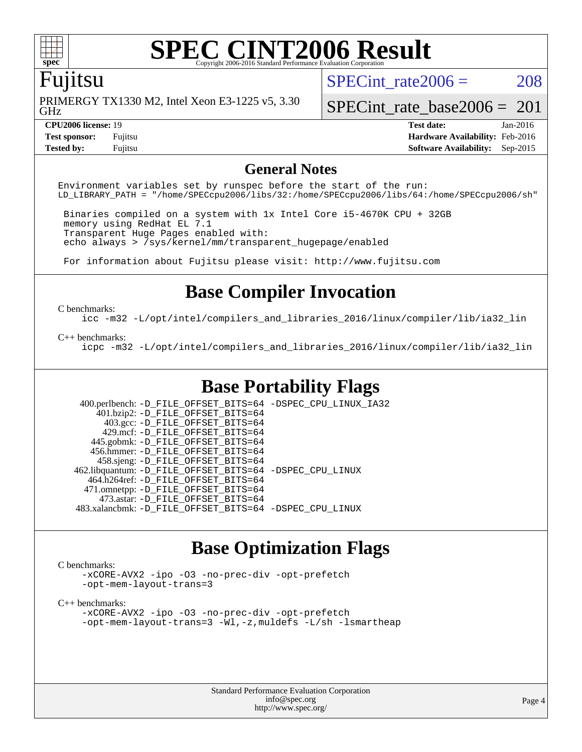# SPEC CINT2006 Result

## Fujitsu

PRIMERGY TX1330 M2, Intel Xeon E3-1225 v5, 3.30 GHz

SPECint_rate2006 = 208

SPECint_rate_base2006 = 201

| | | | |
|---|---|---|---|
| **CPU2006 license:** 19 | | **Test date:** | Jan-2016 |
| **Test sponsor:** | Fujitsu | **Hardware Availability:** | Feb-2016 |
| **Tested by:** | Fujitsu | **Software Availability:** | Sep-2015 |

## General Notes

```
Environment variables set by runspec before the start of the run:
LD_LIBRARY_PATH = "/home/SPECcpu2006/libs/32:/home/SPECcpu2006/libs/64:/home/SPECcpu2006/sh"

 Binaries compiled on a system with 1x Intel Core i5-4670K CPU + 32GB
 memory using RedHat EL 7.1
 Transparent Huge Pages enabled with:
 echo always > /sys/kernel/mm/transparent_hugepage/enabled

 For information about Fujitsu please visit: http://www.fujitsu.com
```

## Base Compiler Invocation

C benchmarks:

```
icc -m32 -L/opt/intel/compilers_and_libraries_2016/linux/compiler/lib/ia32_lin
```

C++ benchmarks:

```
icpc -m32 -L/opt/intel/compilers_and_libraries_2016/linux/compiler/lib/ia32_lin
```

## Base Portability Flags

| | |
|---|---|
| 400.perlbench: | -D_FILE_OFFSET_BITS=64 -DSPEC_CPU_LINUX_IA32 |
| 401.bzip2: | -D_FILE_OFFSET_BITS=64 |
| 403.gcc: | -D_FILE_OFFSET_BITS=64 |
| 429.mcf: | -D_FILE_OFFSET_BITS=64 |
| 445.gobmk: | -D_FILE_OFFSET_BITS=64 |
| 456.hmmer: | -D_FILE_OFFSET_BITS=64 |
| 458.sjeng: | -D_FILE_OFFSET_BITS=64 |
| 462.libquantum: | -D_FILE_OFFSET_BITS=64 -DSPEC_CPU_LINUX |
| 464.h264ref: | -D_FILE_OFFSET_BITS=64 |
| 471.omnetpp: | -D_FILE_OFFSET_BITS=64 |
| 473.astar: | -D_FILE_OFFSET_BITS=64 |
| 483.xalancbmk: | -D_FILE_OFFSET_BITS=64 -DSPEC_CPU_LINUX |

## Base Optimization Flags

C benchmarks:

```
-xCORE-AVX2 -ipo -O3 -no-prec-div -opt-prefetch
-opt-mem-layout-trans=3
```

C++ benchmarks:

```
-xCORE-AVX2 -ipo -O3 -no-prec-div -opt-prefetch
-opt-mem-layout-trans=3 -Wl,-z,muldefs -L/sh -lsmartheap
```

Standard Performance Evaluation Corporation
info@spec.org
http://www.spec.org/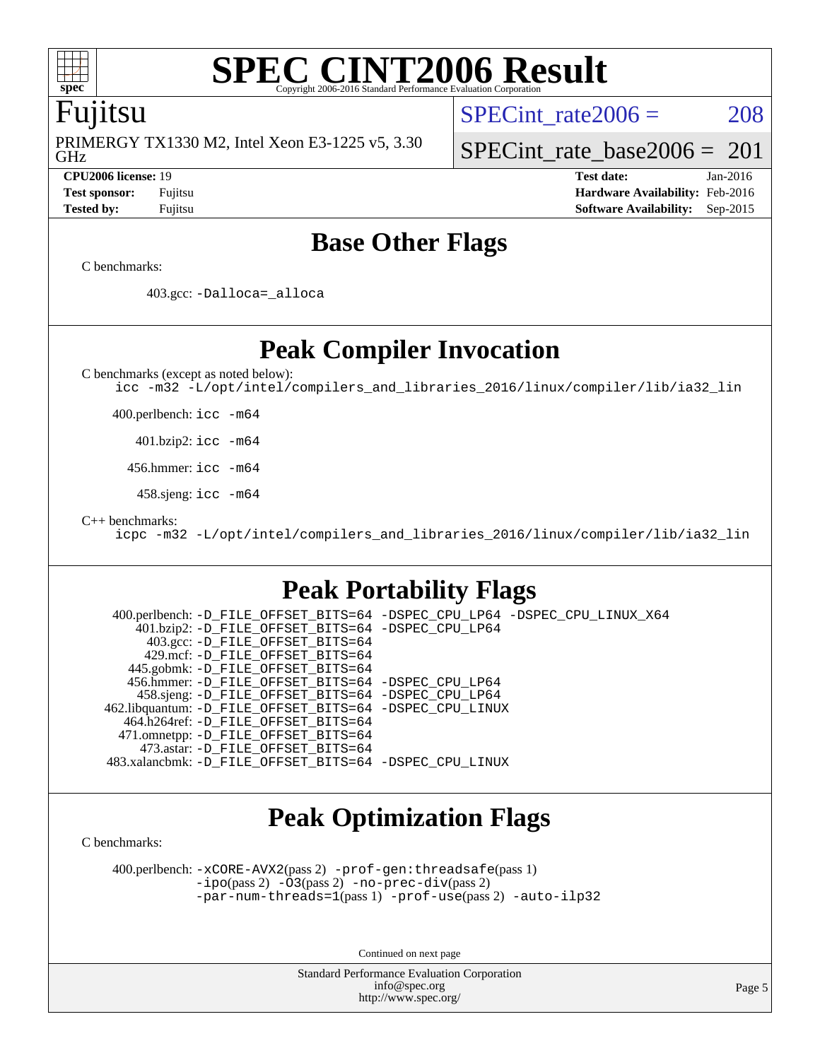# SPEC CINT2006 Result

Copyright 2006-2016 Standard Performance Evaluation Corporation

## Fujitsu

PRIMERGY TX1330 M2, Intel Xeon E3-1225 v5, 3.30 GHz

SPECint_rate2006 = 208

SPECint_rate_base2006 = 201

**CPU2006 license:** 19
**Test sponsor:** Fujitsu
**Tested by:** Fujitsu

**Test date:** Jan-2016
**Hardware Availability:** Feb-2016
**Software Availability:** Sep-2015

## Base Other Flags

C benchmarks:

403.gcc: `-Dalloca=_alloca`

## Peak Compiler Invocation

C benchmarks (except as noted below):

`icc -m32 -L/opt/intel/compilers_and_libraries_2016/linux/compiler/lib/ia32_lin`

400.perlbench: `icc -m64`

401.bzip2: `icc -m64`

456.hmmer: `icc -m64`

458.sjeng: `icc -m64`

C++ benchmarks:

`icpc -m32 -L/opt/intel/compilers_and_libraries_2016/linux/compiler/lib/ia32_lin`

## Peak Portability Flags

400.perlbench: `-D_FILE_OFFSET_BITS=64 -DSPEC_CPU_LP64 -DSPEC_CPU_LINUX_X64`
401.bzip2: `-D_FILE_OFFSET_BITS=64 -DSPEC_CPU_LP64`
403.gcc: `-D_FILE_OFFSET_BITS=64`
429.mcf: `-D_FILE_OFFSET_BITS=64`
445.gobmk: `-D_FILE_OFFSET_BITS=64`
456.hmmer: `-D_FILE_OFFSET_BITS=64 -DSPEC_CPU_LP64`
458.sjeng: `-D_FILE_OFFSET_BITS=64 -DSPEC_CPU_LP64`
462.libquantum: `-D_FILE_OFFSET_BITS=64 -DSPEC_CPU_LINUX`
464.h264ref: `-D_FILE_OFFSET_BITS=64`
471.omnetpp: `-D_FILE_OFFSET_BITS=64`
473.astar: `-D_FILE_OFFSET_BITS=64`
483.xalancbmk: `-D_FILE_OFFSET_BITS=64 -DSPEC_CPU_LINUX`

## Peak Optimization Flags

C benchmarks:

400.perlbench: `-xCORE-AVX2`(pass 2) `-prof-gen:threadsafe`(pass 1) `-ipo`(pass 2) `-O3`(pass 2) `-no-prec-div`(pass 2) `-par-num-threads=1`(pass 1) `-prof-use`(pass 2) `-auto-ilp32`

Continued on next page

Standard Performance Evaluation Corporation
info@spec.org
http://www.spec.org/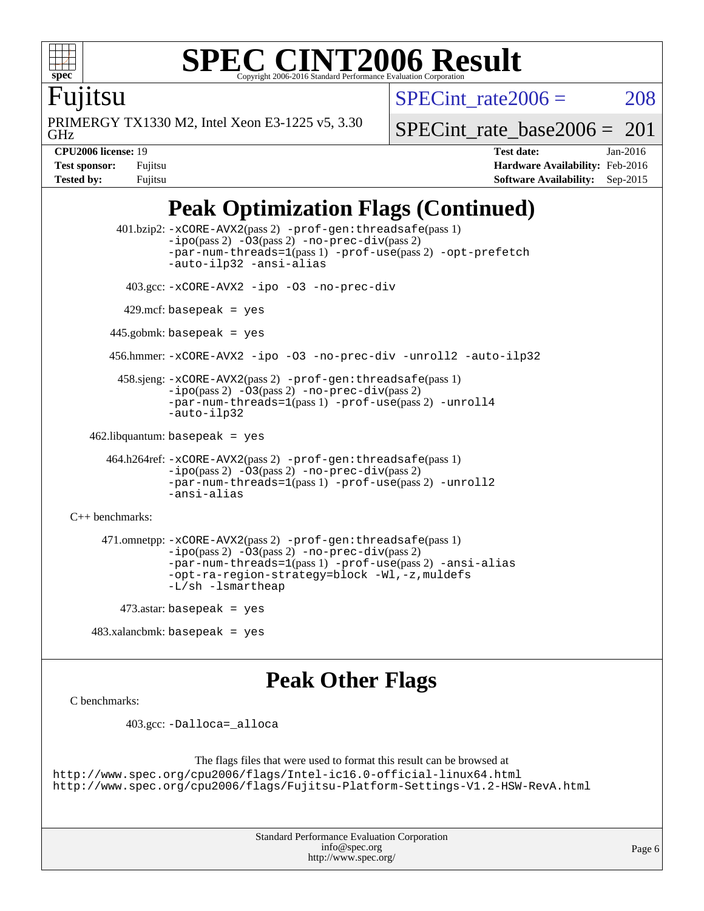# SPEC CINT2006 Result

Copyright 2006-2016 Standard Performance Evaluation Corporation

## Fujitsu

PRIMERGY TX1330 M2, Intel Xeon E3-1225 v5, 3.30 GHz

SPECint_rate2006 = 208

SPECint_rate_base2006 = 201

| | | | |
|---|---|---|---|
| **CPU2006 license:** 19 | | **Test date:** | Jan-2016 |
| **Test sponsor:** | Fujitsu | **Hardware Availability:** | Feb-2016 |
| **Tested by:** | Fujitsu | **Software Availability:** | Sep-2015 |

## Peak Optimization Flags (Continued)

401.bzip2: `-xCORE-AVX2`(pass 2) `-prof-gen:threadsafe`(pass 1) `-ipo`(pass 2) `-O3`(pass 2) `-no-prec-div`(pass 2) `-par-num-threads=1`(pass 1) `-prof-use`(pass 2) `-opt-prefetch` `-auto-ilp32` `-ansi-alias`

403.gcc: `-xCORE-AVX2 -ipo -O3 -no-prec-div`

429.mcf: `basepeak = yes`

445.gobmk: `basepeak = yes`

456.hmmer: `-xCORE-AVX2 -ipo -O3 -no-prec-div -unroll2 -auto-ilp32`

458.sjeng: `-xCORE-AVX2`(pass 2) `-prof-gen:threadsafe`(pass 1) `-ipo`(pass 2) `-O3`(pass 2) `-no-prec-div`(pass 2) `-par-num-threads=1`(pass 1) `-prof-use`(pass 2) `-unroll4` `-auto-ilp32`

462.libquantum: `basepeak = yes`

464.h264ref: `-xCORE-AVX2`(pass 2) `-prof-gen:threadsafe`(pass 1) `-ipo`(pass 2) `-O3`(pass 2) `-no-prec-div`(pass 2) `-par-num-threads=1`(pass 1) `-prof-use`(pass 2) `-unroll2` `-ansi-alias`

C++ benchmarks:

471.omnetpp: `-xCORE-AVX2`(pass 2) `-prof-gen:threadsafe`(pass 1) `-ipo`(pass 2) `-O3`(pass 2) `-no-prec-div`(pass 2) `-par-num-threads=1`(pass 1) `-prof-use`(pass 2) `-ansi-alias` `-opt-ra-region-strategy=block -Wl,-z,muldefs` `-L/sh -lsmartheap`

473.astar: `basepeak = yes`

483.xalancbmk: `basepeak = yes`

## Peak Other Flags

C benchmarks:

403.gcc: `-Dalloca=_alloca`

The flags files that were used to format this result can be browsed at
http://www.spec.org/cpu2006/flags/Intel-ic16.0-official-linux64.html
http://www.spec.org/cpu2006/flags/Fujitsu-Platform-Settings-V1.2-HSW-RevA.html

Standard Performance Evaluation Corporation
info@spec.org
http://www.spec.org/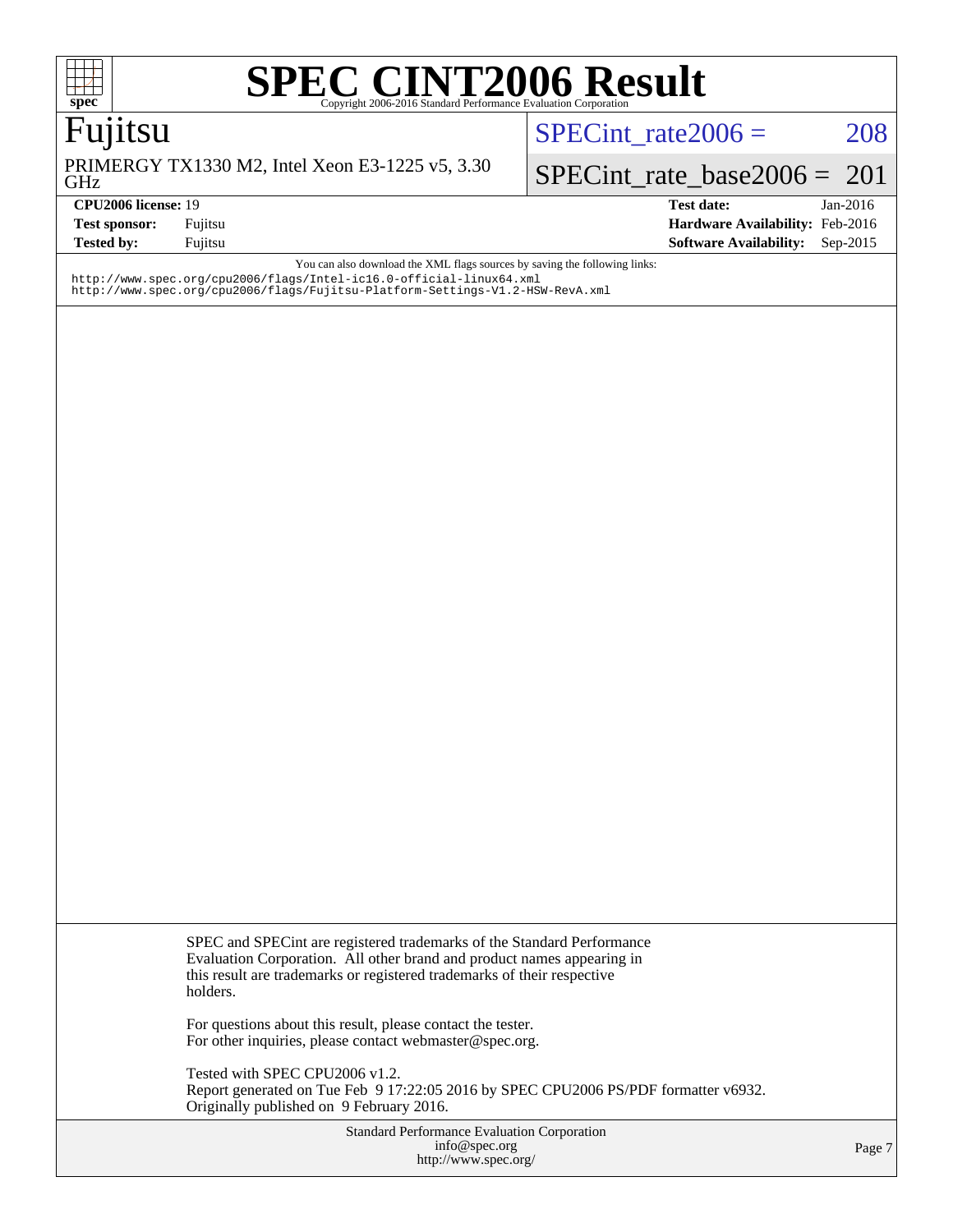# SPEC CINT2006 Result

Copyright 2006-2016 Standard Performance Evaluation Corporation

## Fujitsu

PRIMERGY TX1330 M2, Intel Xeon E3-1225 v5, 3.30 GHz

SPECint_rate2006 = 208

SPECint_rate_base2006 = 201

| | | | |
|---|---|---|---|
| **CPU2006 license:** | 19 | **Test date:** | Jan-2016 |
| **Test sponsor:** | Fujitsu | **Hardware Availability:** | Feb-2016 |
| **Tested by:** | Fujitsu | **Software Availability:** | Sep-2015 |

You can also download the XML flags sources by saving the following links:

```
http://www.spec.org/cpu2006/flags/Intel-ic16.0-official-linux64.xml
http://www.spec.org/cpu2006/flags/Fujitsu-Platform-Settings-V1.2-HSW-RevA.xml
```

SPEC and SPECint are registered trademarks of the Standard Performance Evaluation Corporation. All other brand and product names appearing in this result are trademarks or registered trademarks of their respective holders.

For questions about this result, please contact the tester.
For other inquiries, please contact webmaster@spec.org.

Tested with SPEC CPU2006 v1.2.
Report generated on Tue Feb 9 17:22:05 2016 by SPEC CPU2006 PS/PDF formatter v6932.
Originally published on 9 February 2016.

Standard Performance Evaluation Corporation
info@spec.org
http://www.spec.org/